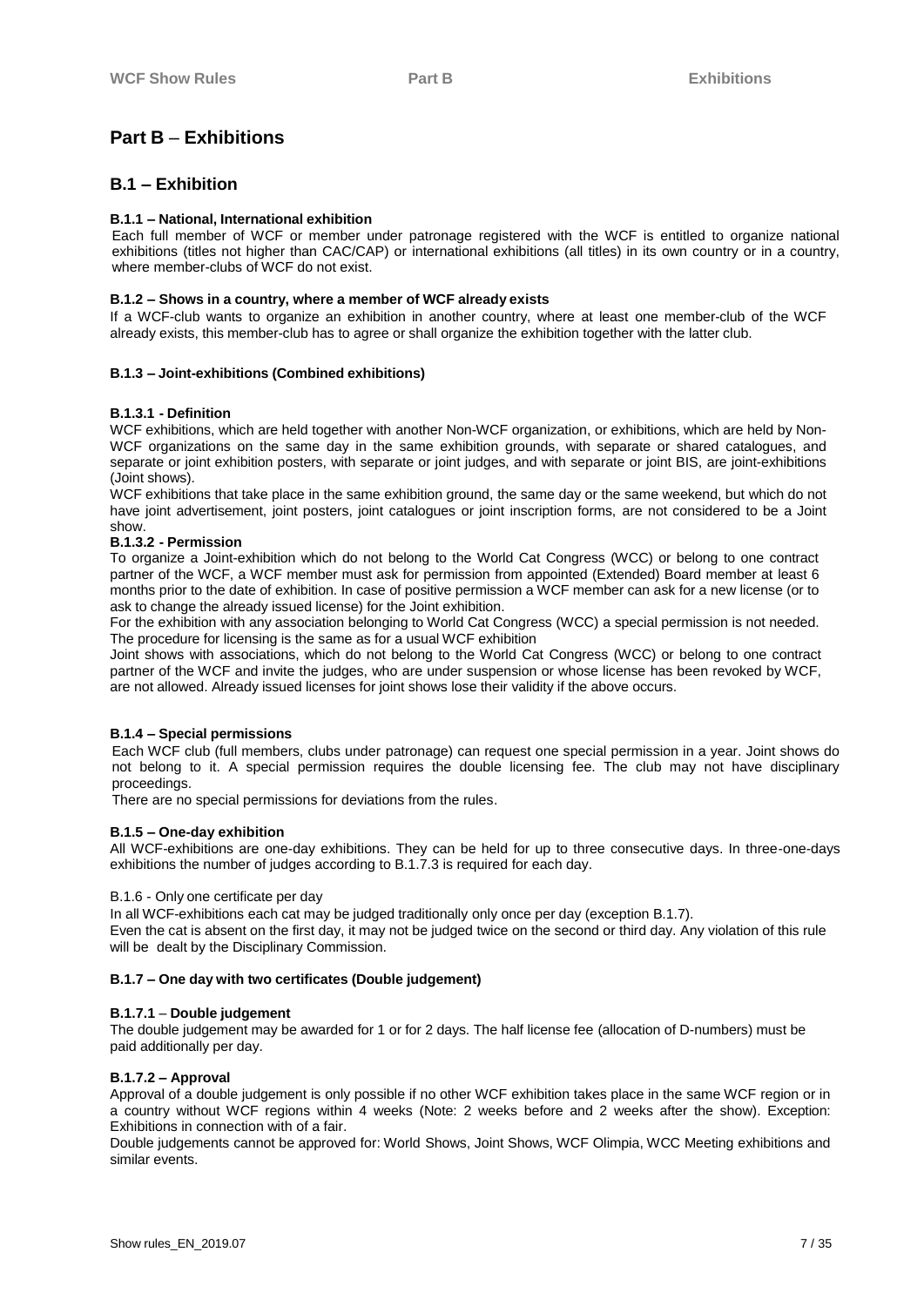# Part B – Exhibitions

## B.1 – Exhibition

### B.1.1 – National, International exhibition

Each full member of WCF or member under patronage registered with the WCF is entitled to organize national exhibitions (titles not higher than CAC/CAP) or international exhibitions (all titles) in its own country or in a country, where member-clubs of WCF do not exist.

### B.1.2 – Shows in a country, where a member of WCF already exists

If a WCF-club wants to organize an exhibition in another country, where at least one member-club of the WCF already exists, this member-club has to agree or shall organize the exhibition together with the latter club.

### B.1.3 – Joint-exhibitions (Combined exhibitions)

#### B.1.3.1 - Definition

WCF exhibitions, which are held together with another Non-WCF organization, or exhibitions, which are held by Non-WCF organizations on the same day in the same exhibition grounds, with separate or shared catalogues, and separate or joint exhibition posters, with separate or joint judges, and with separate or joint BIS, are joint-exhibitions (Joint shows).

WCF exhibitions that take place in the same exhibition ground, the same day or the same weekend, but which do not have joint advertisement, joint posters, joint catalogues or joint inscription forms, are not considered to be a Joint show.

#### B.1.3.2 - Permission

To organize a Joint-exhibition which do not belong to the World Cat Congress (WCC) or belong to one contract partner of the WCF, a WCF member must ask for permission from appointed (Extended) Board member at least 6 months prior to the date of exhibition. In case of positive permission a WCF member can ask for a new license (or to ask to change the already issued license) for the Joint exhibition.

For the exhibition with any association belonging to World Cat Congress (WCC) a special permission is not needed. The procedure for licensing is the same as for a usual WCF exhibition

Joint shows with associations, which do not belong to the World Cat Congress (WCC) or belong to one contract partner of the WCF and invite the judges, who are under suspension or whose license has been revoked by WCF, are not allowed. Already issued licenses for joint shows lose their validity if the above occurs.

### B.1.4 – Special permissions

Each WCF club (full members, clubs under patronage) can request one special permission in a year. Joint shows do not belong to it. A special permission requires the double licensing fee. The club may not have disciplinary proceedings.

There are no special permissions for deviations from the rules.

### B.1.5 – One-day exhibition

All WCF-exhibitions are one-day exhibitions. They can be held for up to three consecutive days. In three-one-days exhibitions the number of judges according to B.1.7.3 is required for each day.

### B.1.6 - Only one certificate per day

In all WCF-exhibitions each cat may be judged traditionally only once per day (exception B.1.7).

Even the cat is absent on the first day, it may not be judged twice on the second or third day. Any violation of this rule will be dealt by the Disciplinary Commission.

### B.1.7 – One day with two certificates (Double judgement)

#### B.1.7.1 – Double judgement

The double judgement may be awarded for 1 or for 2 days. The half license fee (allocation of D-numbers) must be paid additionally per day.

#### B.1.7.2 – Approval

Approval of a double judgement is only possible if no other WCF exhibition takes place in the same WCF region or in a country without WCF regions within 4 weeks (Note: 2 weeks before and 2 weeks after the show). Exception: Exhibitions in connection with of a fair.

Double judgements cannot be approved for: World Shows, Joint Shows, WCF Olimpia, WCC Meeting exhibitions and similar events.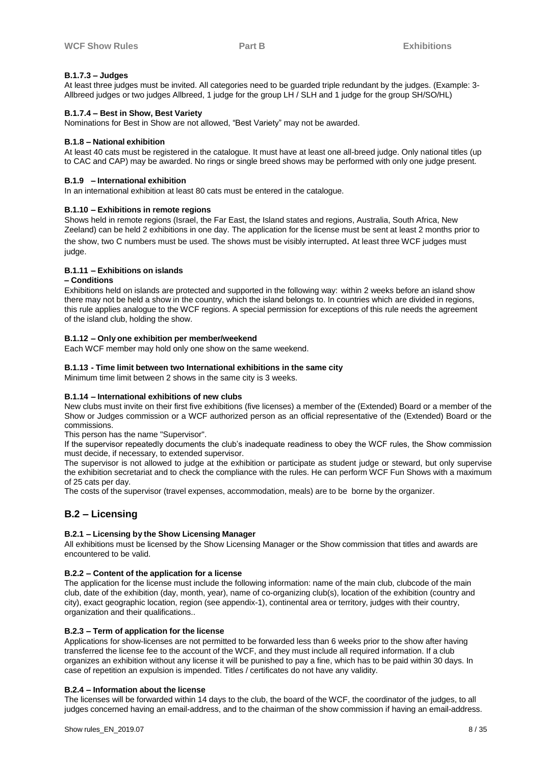#### B.1.7.3 – Judges

At least three judges must be invited. All categories need to be guarded triple redundant by the judges. (Example: 3-Allbreed judges or two judges Allbreed, 1 judge for the group LH / SLH and 1 judge for the group SH/SO/HL)

#### B.1.7.4 – Best in Show, Best Variety

Nominations for Best in Show are not allowed, "Best Variety" may not be awarded.

#### B.1.8 – National exhibition

At least 40 cats must be registered in the catalogue. It must have at least one all-breed judge. Only national titles (up to CAC and CAP) may be awarded. No rings or single breed shows may be performed with only one judge present.

#### B.1.9 – International exhibition

In an international exhibition at least 80 cats must be entered in the catalogue.

#### B.1.10 – Exhibitions in remote regions

Shows held in remote regions (Israel, the Far East, the Island states and regions, Australia, South Africa, New Zeeland) can be held 2 exhibitions in one day. The application for the license must be sent at least 2 months prior to the show, two C numbers must be used. The shows must be visibly interrupted. At least three WCF judges must judge.

#### B.1.11 – Exhibitions on islands

**– Conditions**

Exhibitions held on islands are protected and supported in the following way: within 2 weeks before an island show there may not be held a show in the country, which the island belongs to. In countries which are divided in regions, this rule applies analogue to the WCF regions. A special permission for exceptions of this rule needs the agreement of the island club, holding the show.

#### B.1.12 – Only one exhibition per member/weekend

Each WCF member may hold only one show on the same weekend.

#### B.1.13 - Time limit between two International exhibitions in the same city

Minimum time limit between 2 shows in the same city is 3 weeks.

#### B.1.14 – International exhibitions of new clubs

New clubs must invite on their first five exhibitions (five licenses) a member of the (Extended) Board or a member of the Show or Judges commission or a WCF authorized person as an official representative of the (Extended) Board or the commissions.

This person has the name "Supervisor".

If the supervisor repeatedly documents the club's inadequate readiness to obey the WCF rules, the Show commission must decide, if necessary, to extended supervisor.

The supervisor is not allowed to judge at the exhibition or participate as student judge or steward, but only supervise the exhibition secretariat and to check the compliance with the rules. He can perform WCF Fun Shows with a maximum of 25 cats per day.

The costs of the supervisor (travel expenses, accommodation, meals) are to be borne by the organizer.

## B.2 – Licensing

#### B.2.1 – Licensing by the Show Licensing Manager

All exhibitions must be licensed by the Show Licensing Manager or the Show commission that titles and awards are encountered to be valid.

#### B.2.2 – Content of the application for a license

The application for the license must include the following information: name of the main club, clubcode of the main club, date of the exhibition (day, month, year), name of co-organizing club(s), location of the exhibition (country and city), exact geographic location, region (see appendix-1), continental area or territory, judges with their country, organization and their qualifications..

#### B.2.3 – Term of application for the license

Applications for show-licenses are not permitted to be forwarded less than 6 weeks prior to the show after having transferred the license fee to the account of the WCF, and they must include all required information. If a club organizes an exhibition without any license it will be punished to pay a fine, which has to be paid within 30 days. In case of repetition an expulsion is impended. Titles / certificates do not have any validity.

#### B.2.4 – Information about the license

The licenses will be forwarded within 14 days to the club, the board of the WCF, the coordinator of the judges, to all judges concerned having an email-address, and to the chairman of the show commission if having an email-address.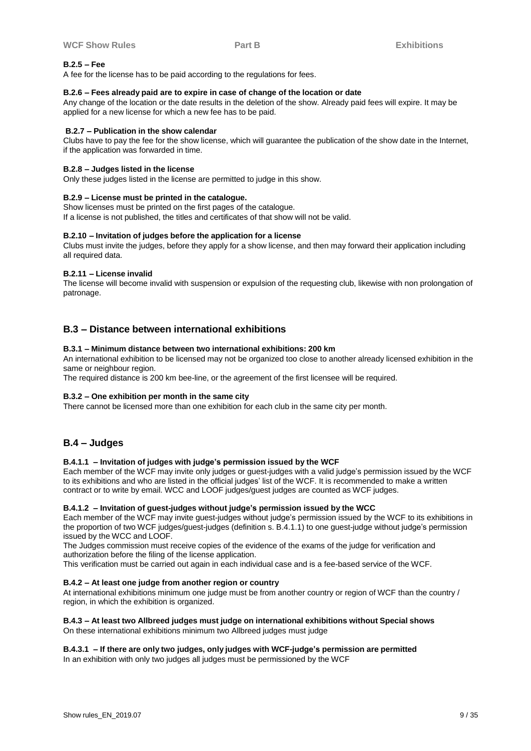#### B.2.5 – Fee

A fee for the license has to be paid according to the regulations for fees.

#### B.2.6 – Fees already paid are to expire in case of change of the location or date

Any change of the location or the date results in the deletion of the show. Already paid fees will expire. It may be applied for a new license for which a new fee has to be paid.

#### B.2.7 – Publication in the show calendar

Clubs have to pay the fee for the show license, which will guarantee the publication of the show date in the Internet, if the application was forwarded in time.

#### B.2.8 – Judges listed in the license

Only these judges listed in the license are permitted to judge in this show.

#### B.2.9 – License must be printed in the catalogue.

Show licenses must be printed on the first pages of the catalogue.
If a license is not published, the titles and certificates of that show will not be valid.

#### B.2.10 – Invitation of judges before the application for a license

Clubs must invite the judges, before they apply for a show license, and then may forward their application including all required data.

#### B.2.11 – License invalid

The license will become invalid with suspension or expulsion of the requesting club, likewise with non prolongation of patronage.

## B.3 – Distance between international exhibitions

#### B.3.1 – Minimum distance between two international exhibitions: 200 km

An international exhibition to be licensed may not be organized too close to another already licensed exhibition in the same or neighbour region.
The required distance is 200 km bee-line, or the agreement of the first licensee will be required.

#### B.3.2 – One exhibition per month in the same city

There cannot be licensed more than one exhibition for each club in the same city per month.

## B.4 – Judges

#### B.4.1.1 – Invitation of judges with judge's permission issued by the WCF

Each member of the WCF may invite only judges or guest-judges with a valid judge's permission issued by the WCF to its exhibitions and who are listed in the official judges' list of the WCF. It is recommended to make a written contract or to write by email. WCC and LOOF judges/guest judges are counted as WCF judges.

#### B.4.1.2 – Invitation of guest-judges without judge's permission issued by the WCC

Each member of the WCF may invite guest-judges without judge's permission issued by the WCF to its exhibitions in the proportion of two WCF judges/guest-judges (definition s. B.4.1.1) to one guest-judge without judge's permission issued by the WCC and LOOF.
The Judges commission must receive copies of the evidence of the exams of the judge for verification and authorization before the filing of the license application.
This verification must be carried out again in each individual case and is a fee-based service of the WCF.

#### B.4.2 – At least one judge from another region or country

At international exhibitions minimum one judge must be from another country or region of WCF than the country / region, in which the exhibition is organized.

#### B.4.3 – At least two Allbreed judges must judge on international exhibitions without Special shows

On these international exhibitions minimum two Allbreed judges must judge

#### B.4.3.1 – If there are only two judges, only judges with WCF-judge's permission are permitted

In an exhibition with only two judges all judges must be permissioned by the WCF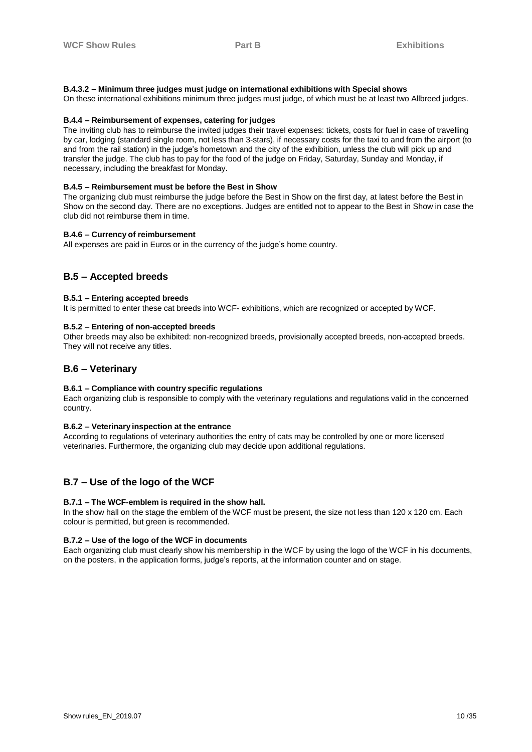#### B.4.3.2 – Minimum three judges must judge on international exhibitions with Special shows

On these international exhibitions minimum three judges must judge, of which must be at least two Allbreed judges.

#### B.4.4 – Reimbursement of expenses, catering for judges

The inviting club has to reimburse the invited judges their travel expenses: tickets, costs for fuel in case of travelling by car, lodging (standard single room, not less than 3-stars), if necessary costs for the taxi to and from the airport (to and from the rail station) in the judge's hometown and the city of the exhibition, unless the club will pick up and transfer the judge. The club has to pay for the food of the judge on Friday, Saturday, Sunday and Monday, if necessary, including the breakfast for Monday.

#### B.4.5 – Reimbursement must be before the Best in Show

The organizing club must reimburse the judge before the Best in Show on the first day, at latest before the Best in Show on the second day. There are no exceptions. Judges are entitled not to appear to the Best in Show in case the club did not reimburse them in time.

#### B.4.6 – Currency of reimbursement

All expenses are paid in Euros or in the currency of the judge's home country.

## B.5 – Accepted breeds

#### B.5.1 – Entering accepted breeds

It is permitted to enter these cat breeds into WCF- exhibitions, which are recognized or accepted by WCF.

#### B.5.2 – Entering of non-accepted breeds

Other breeds may also be exhibited: non-recognized breeds, provisionally accepted breeds, non-accepted breeds. They will not receive any titles.

## B.6 – Veterinary

#### B.6.1 – Compliance with country specific regulations

Each organizing club is responsible to comply with the veterinary regulations and regulations valid in the concerned country.

#### B.6.2 – Veterinary inspection at the entrance

According to regulations of veterinary authorities the entry of cats may be controlled by one or more licensed veterinaries. Furthermore, the organizing club may decide upon additional regulations.

## B.7 – Use of the logo of the WCF

#### B.7.1 – The WCF-emblem is required in the show hall.

In the show hall on the stage the emblem of the WCF must be present, the size not less than 120 x 120 cm. Each colour is permitted, but green is recommended.

#### B.7.2 – Use of the logo of the WCF in documents

Each organizing club must clearly show his membership in the WCF by using the logo of the WCF in his documents, on the posters, in the application forms, judge's reports, at the information counter and on stage.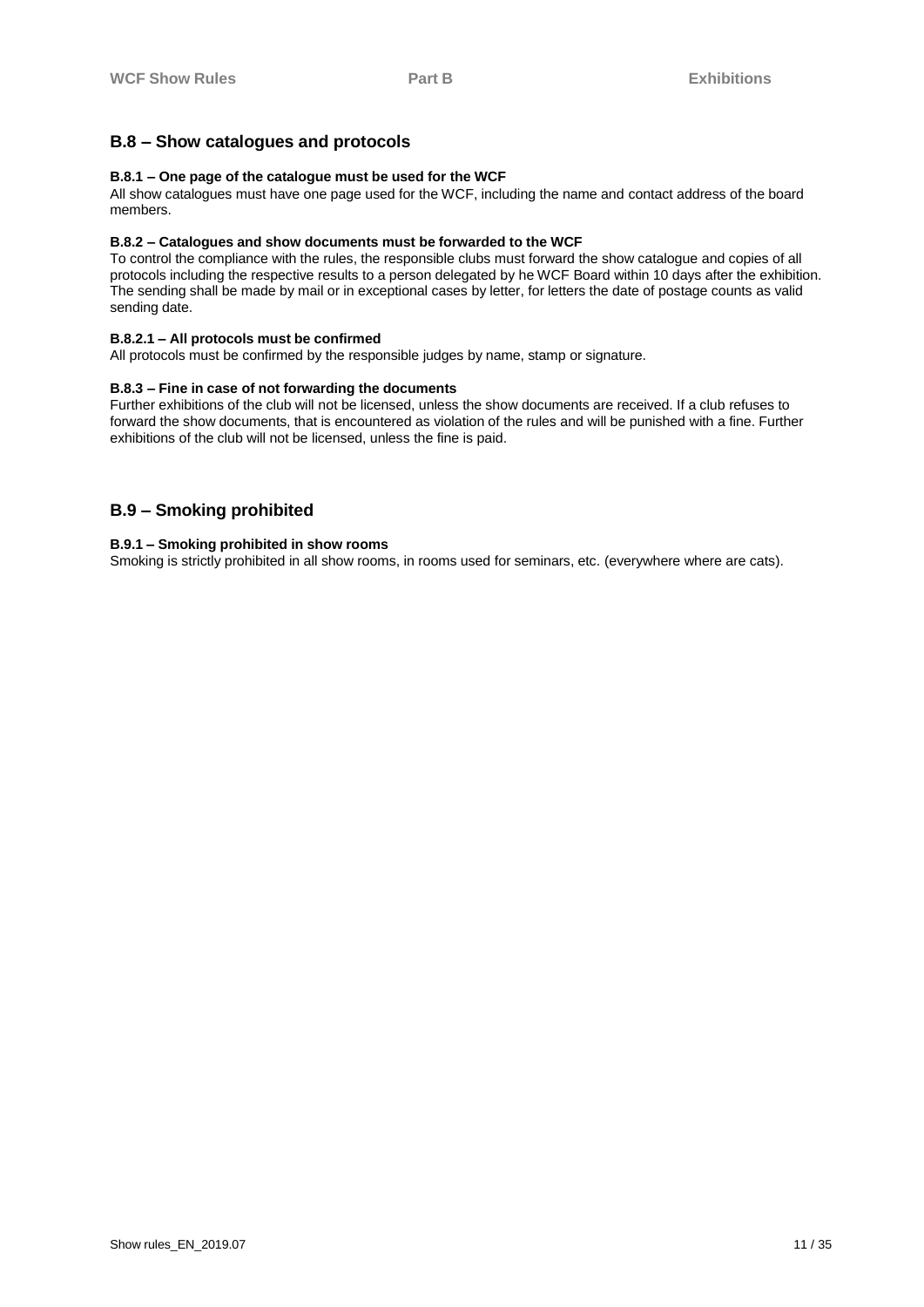## B.8 – Show catalogues and protocols

### B.8.1 – One page of the catalogue must be used for the WCF

All show catalogues must have one page used for the WCF, including the name and contact address of the board members.

### B.8.2 – Catalogues and show documents must be forwarded to the WCF

To control the compliance with the rules, the responsible clubs must forward the show catalogue and copies of all protocols including the respective results to a person delegated by he WCF Board within 10 days after the exhibition. The sending shall be made by mail or in exceptional cases by letter, for letters the date of postage counts as valid sending date.

### B.8.2.1 – All protocols must be confirmed

All protocols must be confirmed by the responsible judges by name, stamp or signature.

### B.8.3 – Fine in case of not forwarding the documents

Further exhibitions of the club will not be licensed, unless the show documents are received. If a club refuses to forward the show documents, that is encountered as violation of the rules and will be punished with a fine. Further exhibitions of the club will not be licensed, unless the fine is paid.

## B.9 – Smoking prohibited

### B.9.1 – Smoking prohibited in show rooms

Smoking is strictly prohibited in all show rooms, in rooms used for seminars, etc. (everywhere where are cats).